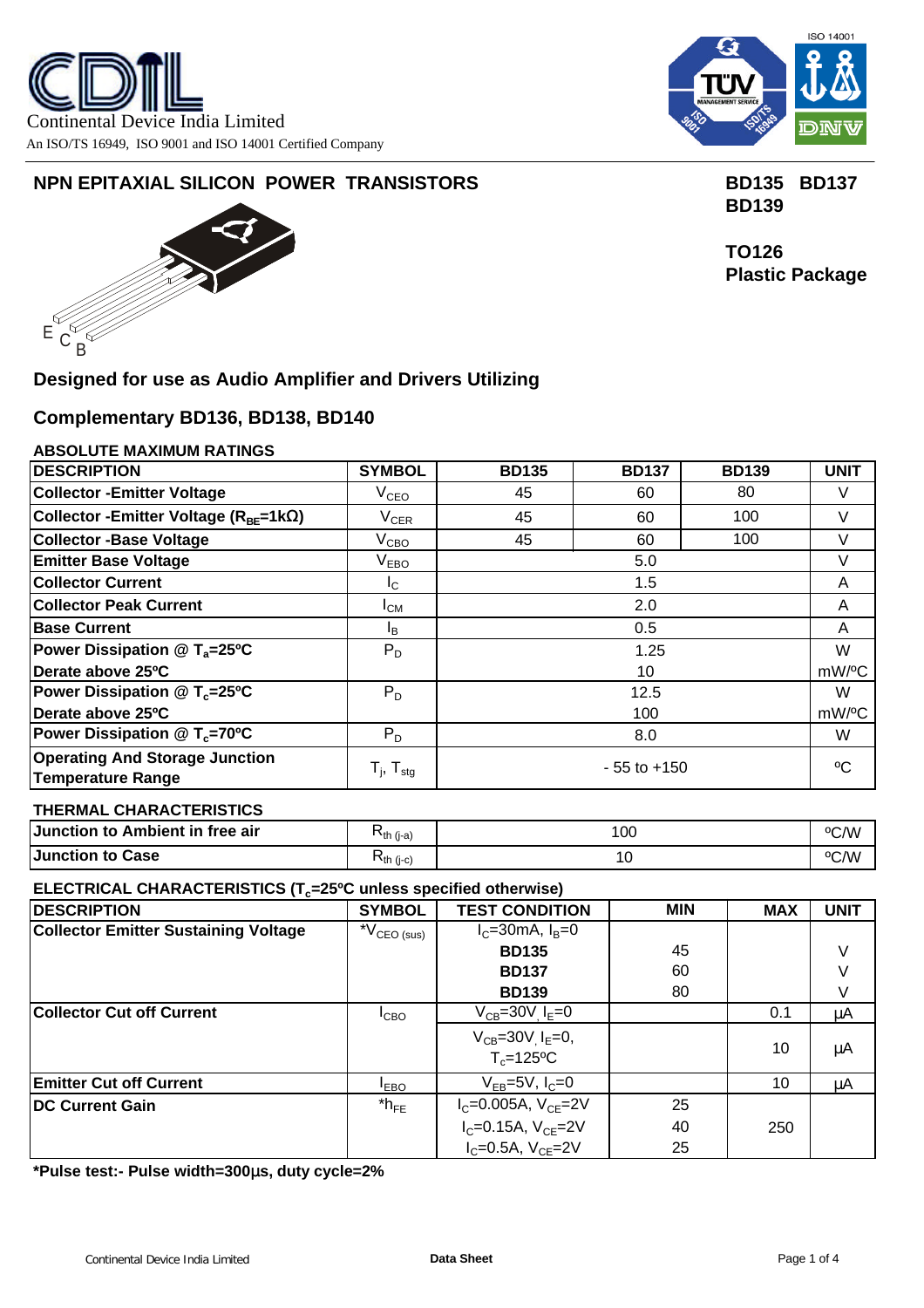Continental Device India Limited

An ISO/TS 16949, ISO 9001 and ISO 14001 Certified Company

## NPN EPITAXIAL SILICON POWER TRANSISTORS

**BD135 BD137 BD139**

**TO126 Plastic Package**

E C B

### Designed for use as Audio Amplifier and Drivers Utilizing

### Complementary BD136, BD138, BD140

**ABSOLUTE MAXIMUM RATINGS**

| DESCRIPTION | SYMBOL | BD135 | BD137 | BD139 | UNIT |
|---|---|---|---|---|---|
| Collector -Emitter Voltage | $V_{CEO}$ | 45 | 60 | 80 | V |
| Collector -Emitter Voltage ($R_{BE}$=1kΩ) | $V_{CER}$ | 45 | 60 | 100 | V |
| Collector -Base Voltage | $V_{CBO}$ | 45 | 60 | 100 | V |
| Emitter Base Voltage | $V_{EBO}$ | | 5.0 | | V |
| Collector Current | $I_C$ | | 1.5 | | A |
| Collector Peak Current | $I_{CM}$ | | 2.0 | | A |
| Base Current | $I_B$ | | 0.5 | | A |
| Power Dissipation @ $T_a$=25ºC | $P_D$ | | 1.25 | | W |
| Derate above 25ºC | | | 10 | | mW/ºC |
| Power Dissipation @ $T_c$=25ºC | $P_D$ | | 12.5 | | W |
| Derate above 25ºC | | | 100 | | mW/ºC |
| Power Dissipation @ $T_c$=70ºC | $P_D$ | | 8.0 | | W |
| Operating And Storage Junction Temperature Range | $T_j$, $T_{stg}$ | | - 55 to +150 | | ºC |

**THERMAL CHARACTERISTICS**

| DESCRIPTION | SYMBOL | VALUE | UNIT |
|---|---|---|---|
| Junction to Ambient in free air | $R_{th\ (j-a)}$ | 100 | ºC/W |
| Junction to Case | $R_{th\ (j-c)}$ | 10 | ºC/W |

**ELECTRICAL CHARACTERISTICS ($T_c$=25ºC unless specified otherwise)**

| DESCRIPTION | SYMBOL | TEST CONDITION | MIN | MAX | UNIT |
|---|---|---|---|---|---|
| Collector Emitter Sustaining Voltage | *$V_{CEO\ (sus)}$ | $I_C$=30mA, $I_B$=0 | | | |
| | | **BD135** | 45 | | V |
| | | **BD137** | 60 | | V |
| | | **BD139** | 80 | | V |
| Collector Cut off Current | $I_{CBO}$ | $V_{CB}$=30V, $I_E$=0 | | 0.1 | µA |
| | | $V_{CB}$=30V, $I_E$=0, $T_c$=125ºC | | 10 | µA |
| Emitter Cut off Current | $I_{EBO}$ | $V_{EB}$=5V, $I_C$=0 | | 10 | µA |
| DC Current Gain | *$h_{FE}$ | $I_C$=0.005A, $V_{CE}$=2V | 25 | | |
| | | $I_C$=0.15A, $V_{CE}$=2V | 40 | 250 | |
| | | $I_C$=0.5A, $V_{CE}$=2V | 25 | | |

**\*Pulse test:- Pulse width=300µs, duty cycle=2%**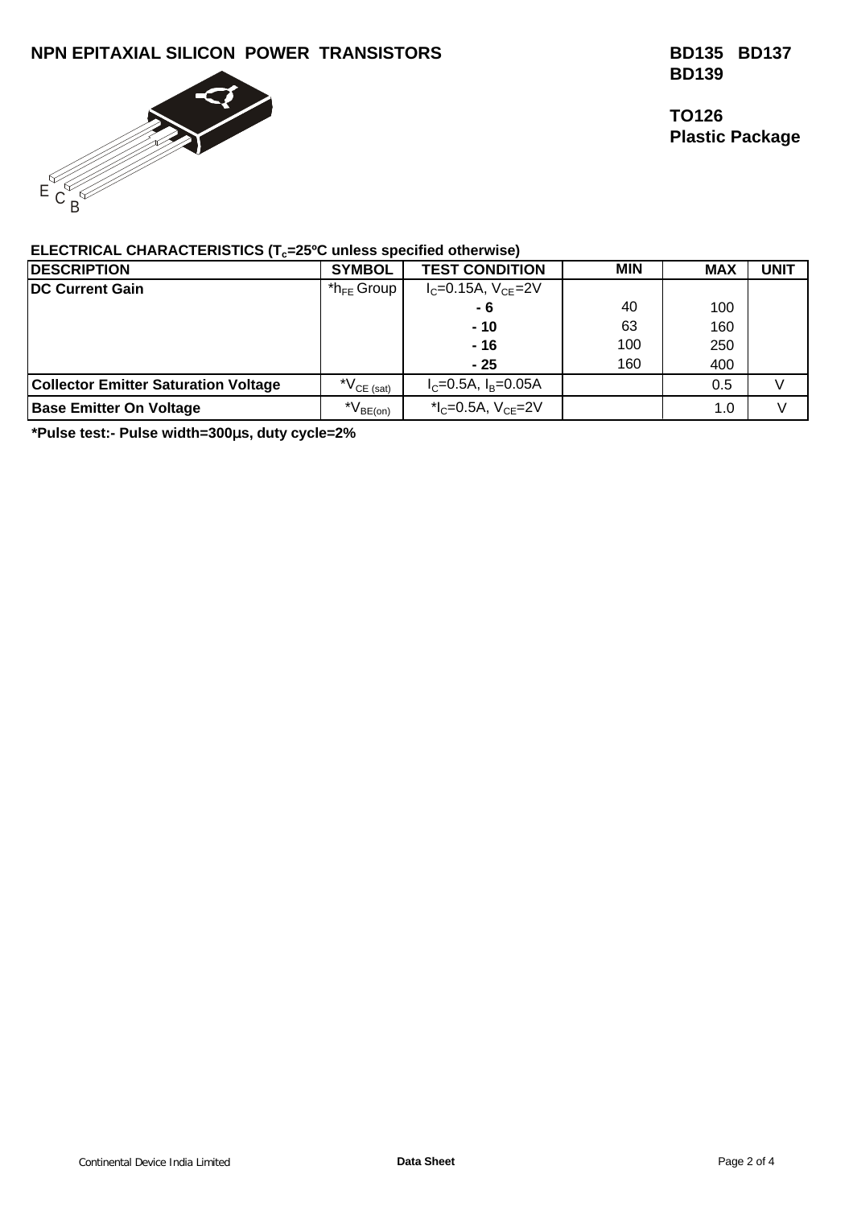# NPN EPITAXIAL SILICON POWER TRANSISTORS

**BD135 BD137**
**BD139**

**TO126**
**Plastic Package**

E C B

**ELECTRICAL CHARACTERISTICS ($T_c$=25ºC unless specified otherwise)**

| DESCRIPTION | SYMBOL | TEST CONDITION | MIN | MAX | UNIT |
|---|---|---|---|---|---|
| **DC Current Gain** | *$h_{FE}$ Group | $I_C$=0.15A, $V_{CE}$=2V | | | |
| | | **- 6** | 40 | 100 | |
| | | **- 10** | 63 | 160 | |
| | | **- 16** | 100 | 250 | |
| | | **- 25** | 160 | 400 | |
| **Collector Emitter Saturation Voltage** | *$V_{CE\ (sat)}$ | $I_C$=0.5A, $I_B$=0.05A | | 0.5 | V |
| **Base Emitter On Voltage** | *$V_{BE(on)}$ | *$I_C$=0.5A, $V_{CE}$=2V | | 1.0 | V |

**\*Pulse test:- Pulse width=300µs, duty cycle=2%**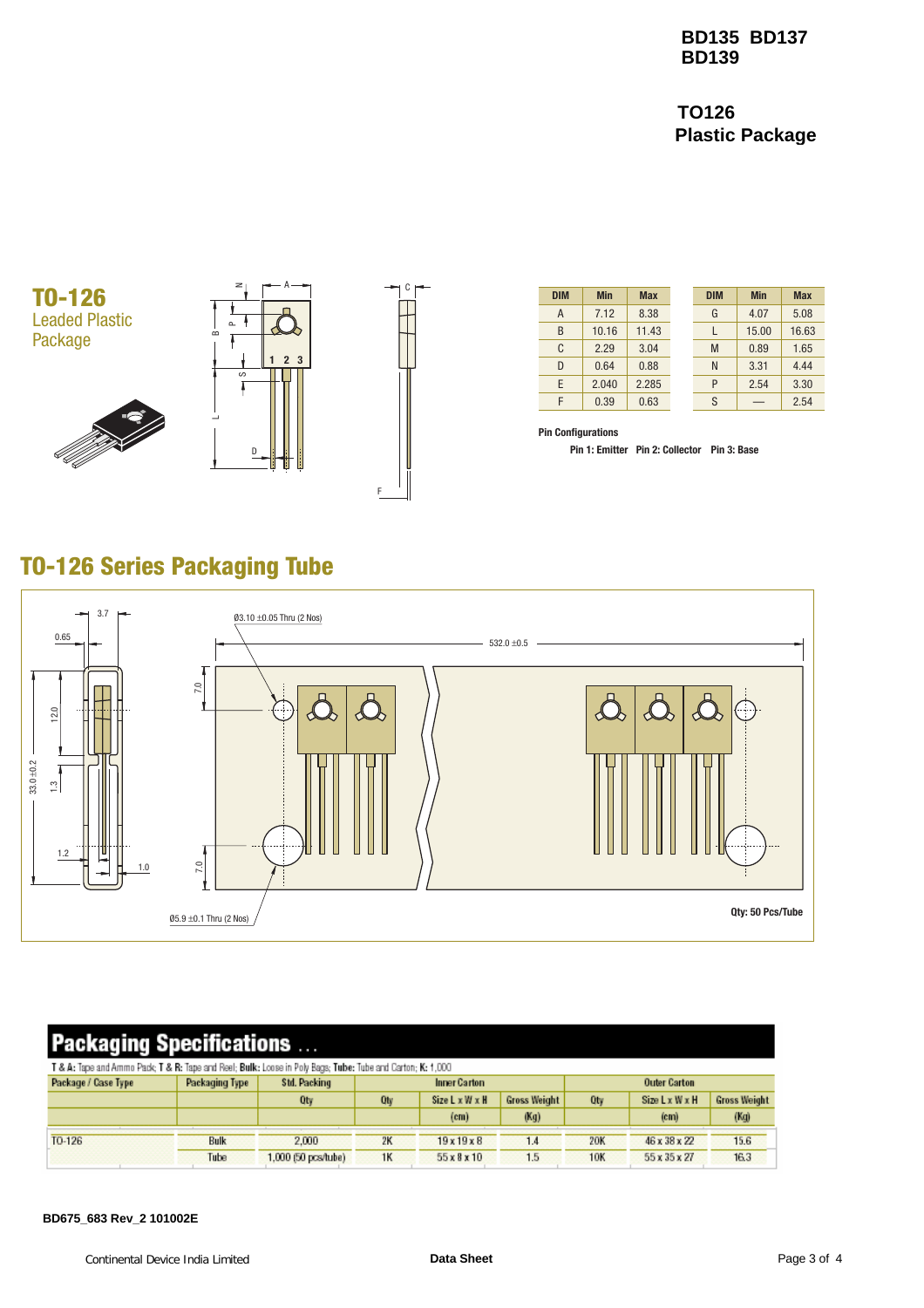# BD135 BD137 BD139

## TO126 Plastic Package

## TO-126

Leaded Plastic Package

| DIM | Min | Max |
|---|---|---|
| A | 7.12 | 8.38 |
| B | 10.16 | 11.43 |
| C | 2.29 | 3.04 |
| D | 0.64 | 0.88 |
| E | 2.040 | 2.285 |
| F | 0.39 | 0.63 |

| DIM | Min | Max |
|---|---|---|
| G | 4.07 | 5.08 |
| L | 15.00 | 16.63 |
| M | 0.89 | 1.65 |
| N | 3.31 | 4.44 |
| P | 2.54 | 3.30 |
| S | — | 2.54 |

**Pin Configurations**

**Pin 1: Emitter Pin 2: Collector Pin 3: Base**

## TO-126 Series Packaging Tube

3.7
0.65
Ø3.10 ±0.05 Thru (2 Nos)
532.0 ±0.5
12.0
7.0
33.0±0.2
1.3
1.2
1.0
7.0
Ø5.9 ±0.1 Thru (2 Nos)

**Qty: 50 Pcs/Tube**

## Packaging Specifications ...

**T & A:** Tape and Ammo Pack; **T & R:** Tape and Reel; **Bulk:** Loose in Poly Bags; **Tube:** Tube and Carton; **K:** 1,000

| Package / Case Type | Packaging Type | Std. Packing | Inner Carton | | | Outer Carton | | |
|---|---|---|---|---|---|---|---|---|
| | | Qty | Qty | Size L x W x H | Gross Weight | Qty | Size L x W x H | Gross Weight |
| | | | | (cm) | (Kg) | | (cm) | (Kg) |
| TO-126 | Bulk | 2,000 | 2K | 19 x 19 x 8 | 1.4 | 20K | 46 x 38 x 22 | 15.6 |
| | Tube | 1,000 (50 pcs/tube) | 1K | 55 x 8 x 10 | 1.5 | 10K | 55 x 35 x 27 | 16.3 |

BD675_683 Rev_2 101002E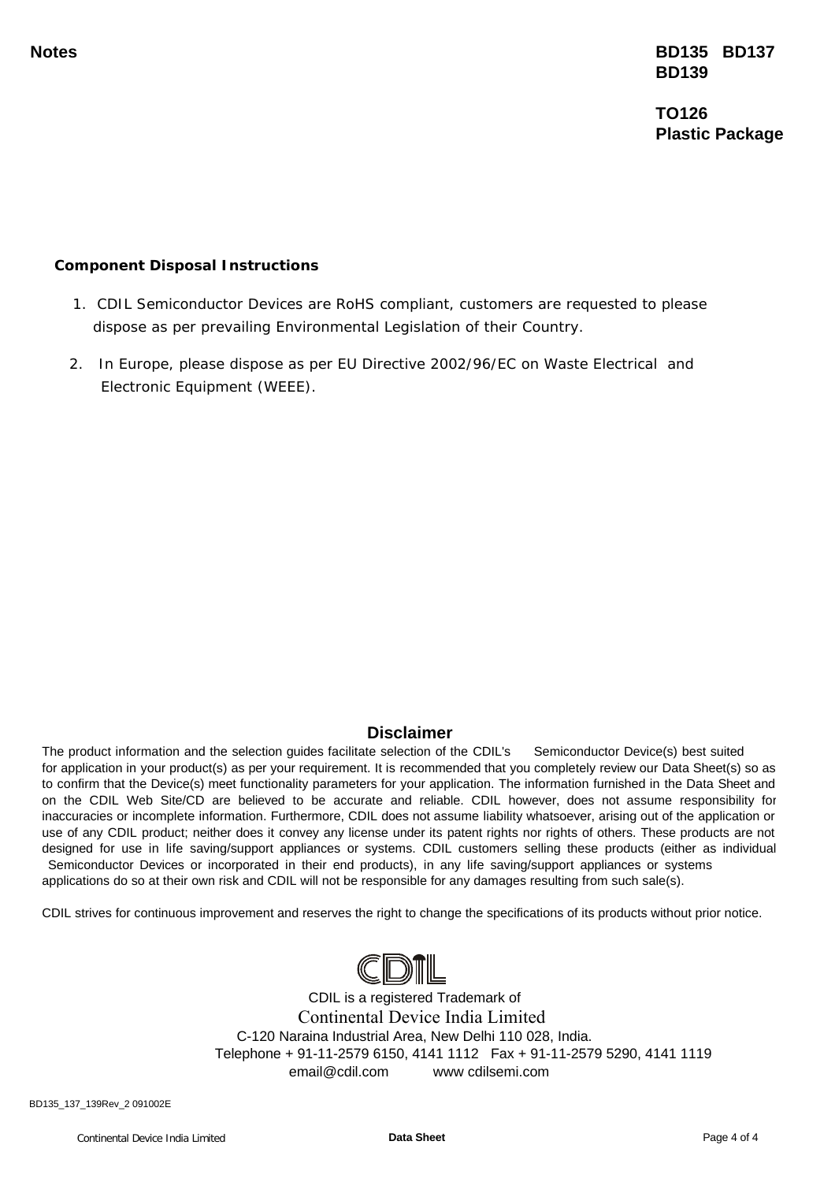# Notes

**BD135 BD137 BD139**

**TO126 Plastic Package**

**Component Disposal Instructions**

1. CDIL Semiconductor Devices are RoHS compliant, customers are requested to please dispose as per prevailing Environmental Legislation of their Country.
2. In Europe, please dispose as per EU Directive 2002/96/EC on Waste Electrical and Electronic Equipment (WEEE).

## Disclaimer

The product information and the selection guides facilitate selection of the CDIL's Semiconductor Device(s) best suited for application in your product(s) as per your requirement. It is recommended that you completely review our Data Sheet(s) so as to confirm that the Device(s) meet functionality parameters for your application. The information furnished in the Data Sheet and on the CDIL Web Site/CD are believed to be accurate and reliable. CDIL however, does not assume responsibility for inaccuracies or incomplete information. Furthermore, CDIL does not assume liability whatsoever, arising out of the application or use of any CDIL product; neither does it convey any license under its patent rights nor rights of others. These products are not designed for use in life saving/support appliances or systems. CDIL customers selling these products (either as individual Semiconductor Devices or incorporated in their end products), in any life saving/support appliances or systems applications do so at their own risk and CDIL will not be responsible for any damages resulting from such sale(s).

CDIL strives for continuous improvement and reserves the right to change the specifications of its products without prior notice.

CDIL is a registered Trademark of
Continental Device India Limited
C-120 Naraina Industrial Area, New Delhi 110 028, India.
Telephone + 91-11-2579 6150, 4141 1112 Fax + 91-11-2579 5290, 4141 1119
email@cdil.com www cdilsemi.com

BD135_137_139Rev_2 091002E